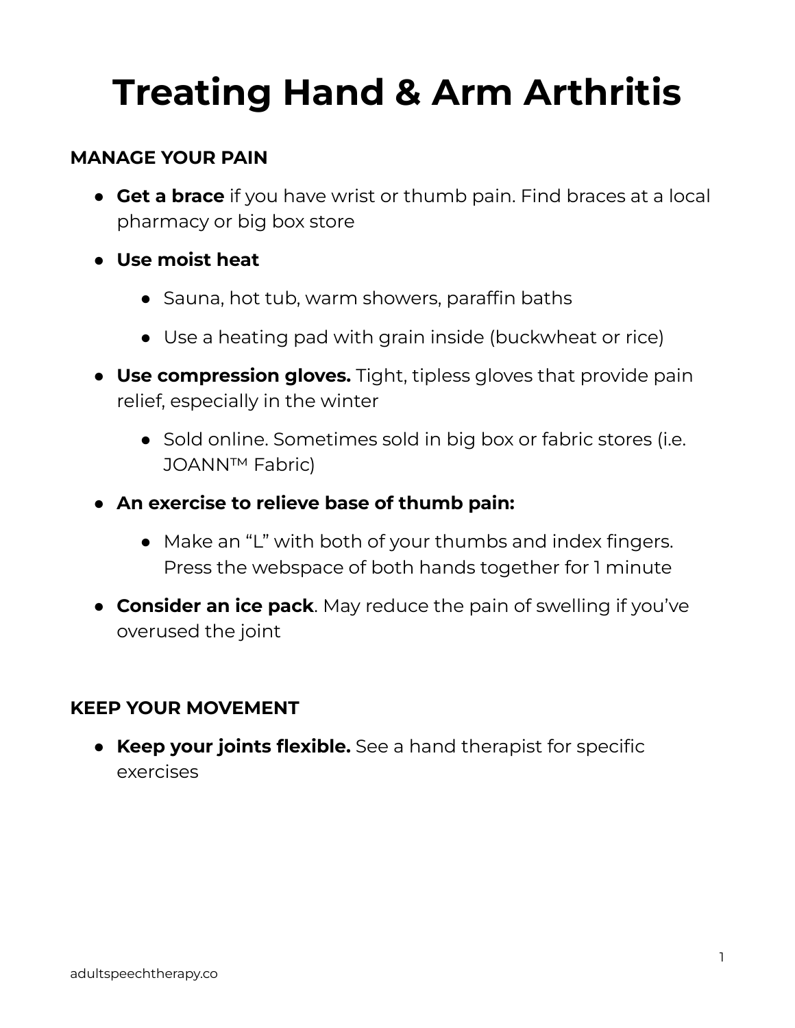# Treating Hand & Arm Arthritis

## MANAGE YOUR PAIN

- **Get a brace** if you have wrist or thumb pain. Find braces at a local pharmacy or big box store
- **Use moist heat**
    - Sauna, hot tub, warm showers, paraffin baths
    - Use a heating pad with grain inside (buckwheat or rice)
- **Use compression gloves.** Tight, tipless gloves that provide pain relief, especially in the winter
    - Sold online. Sometimes sold in big box or fabric stores (i.e. JOANN™ Fabric)
- **An exercise to relieve base of thumb pain:**
    - Make an "L" with both of your thumbs and index fingers. Press the webspace of both hands together for 1 minute
- **Consider an ice pack**. May reduce the pain of swelling if you've overused the joint

## KEEP YOUR MOVEMENT

- **Keep your joints flexible.** See a hand therapist for specific exercises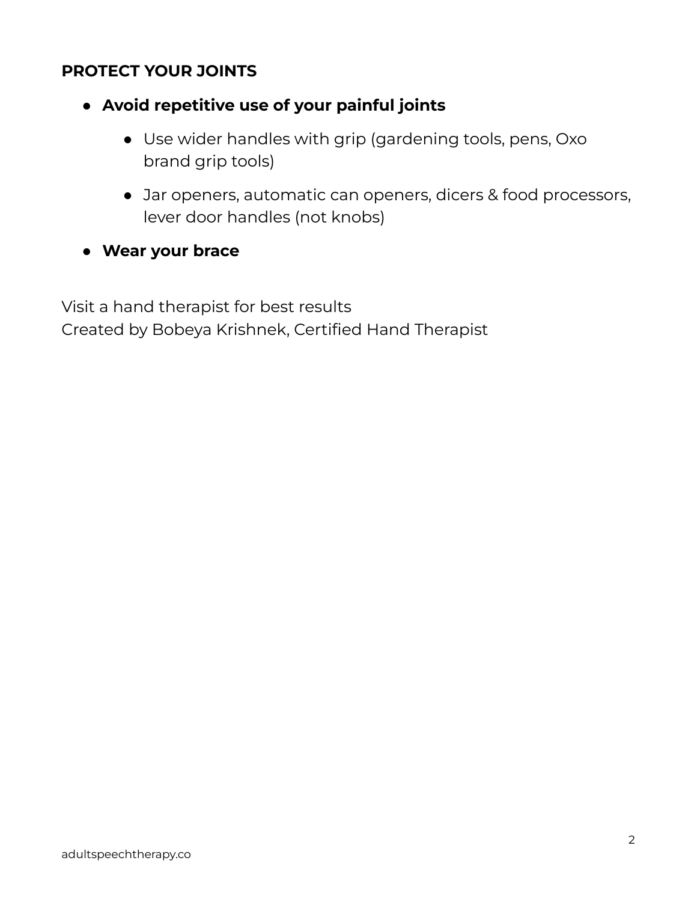**PROTECT YOUR JOINTS**

- **Avoid repetitive use of your painful joints**
    - Use wider handles with grip (gardening tools, pens, Oxo brand grip tools)
    - Jar openers, automatic can openers, dicers & food processors, lever door handles (not knobs)
- **Wear your brace**

Visit a hand therapist for best results
Created by Bobeya Krishnek, Certified Hand Therapist

adultspeechtherapy.co